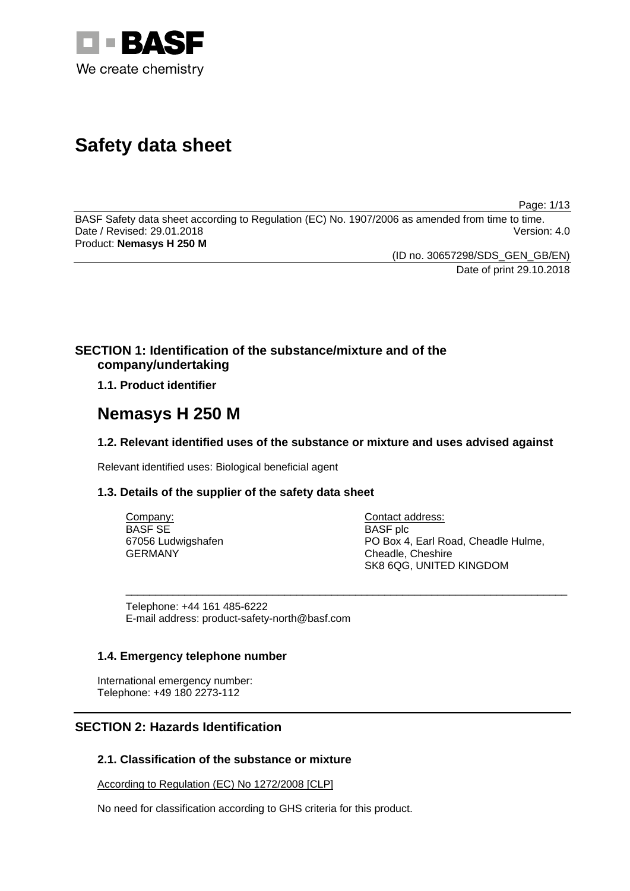# Safety data sheet

BASF Safety data sheet according to Regulation (EC) No. 1907/2006 as amended from time to time.
Date / Revised: 29.01.2018 Version: 4.0
Product: **Nemasys H 250 M**

(ID no. 30657298/SDS_GEN_GB/EN)
Date of print 29.10.2018

## SECTION 1: Identification of the substance/mixture and of the company/undertaking

### 1.1. Product identifier

# Nemasys H 250 M

### 1.2. Relevant identified uses of the substance or mixture and uses advised against

Relevant identified uses: Biological beneficial agent

### 1.3. Details of the supplier of the safety data sheet

Company:
BASF SE
67056 Ludwigshafen
GERMANY

Contact address:
BASF plc
PO Box 4, Earl Road, Cheadle Hulme,
Cheadle, Cheshire
SK8 6QG, UNITED KINGDOM

Telephone: +44 161 485-6222
E-mail address: product-safety-north@basf.com

### 1.4. Emergency telephone number

International emergency number:
Telephone: +49 180 2273-112

## SECTION 2: Hazards Identification

### 2.1. Classification of the substance or mixture

According to Regulation (EC) No 1272/2008 [CLP]

No need for classification according to GHS criteria for this product.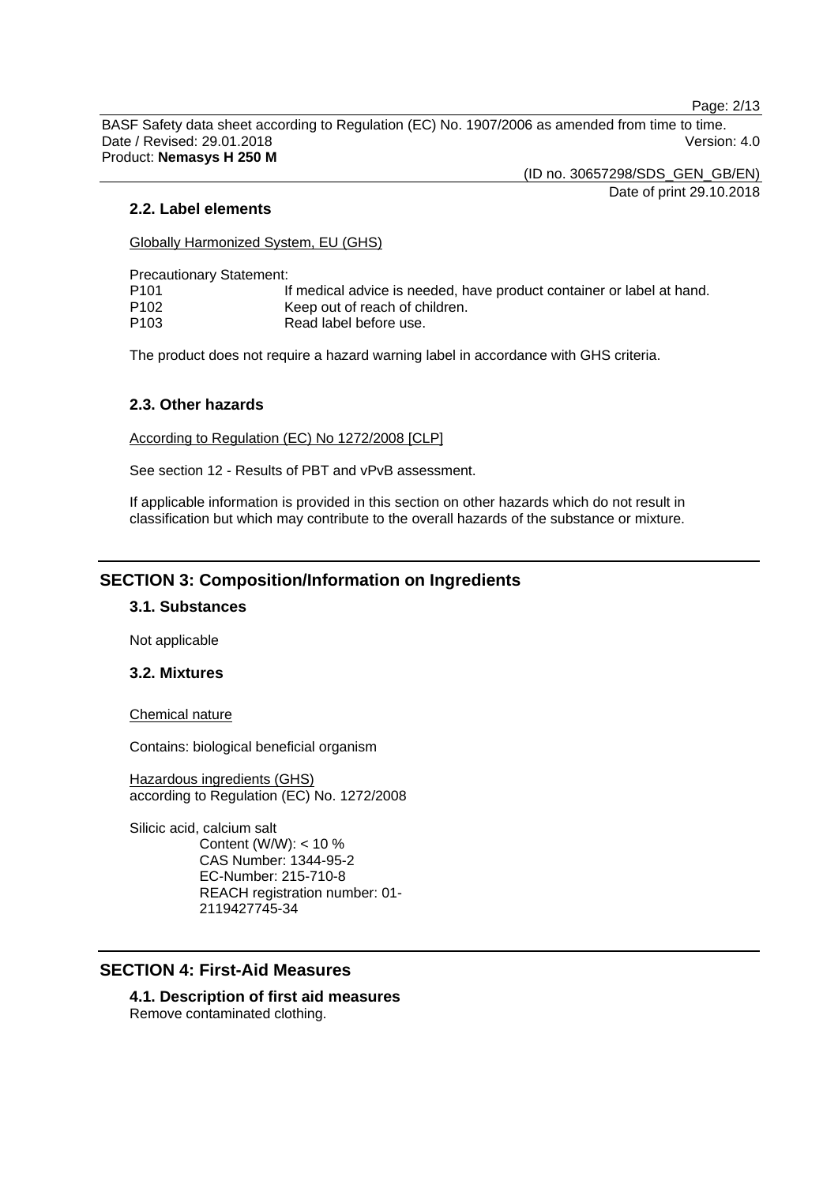### 2.2. Label elements

Globally Harmonized System, EU (GHS)

Precautionary Statement:

| | |
|---|---|
| P101 | If medical advice is needed, have product container or label at hand. |
| P102 | Keep out of reach of children. |
| P103 | Read label before use. |

The product does not require a hazard warning label in accordance with GHS criteria.

### 2.3. Other hazards

According to Regulation (EC) No 1272/2008 [CLP]

See section 12 - Results of PBT and vPvB assessment.

If applicable information is provided in this section on other hazards which do not result in classification but which may contribute to the overall hazards of the substance or mixture.

## SECTION 3: Composition/Information on Ingredients

### 3.1. Substances

Not applicable

### 3.2. Mixtures

Chemical nature

Contains: biological beneficial organism

Hazardous ingredients (GHS)
according to Regulation (EC) No. 1272/2008

Silicic acid, calcium salt
- Content (W/W): < 10 %
- CAS Number: 1344-95-2
- EC-Number: 215-710-8
- REACH registration number: 01-2119427745-34

## SECTION 4: First-Aid Measures

### 4.1. Description of first aid measures

Remove contaminated clothing.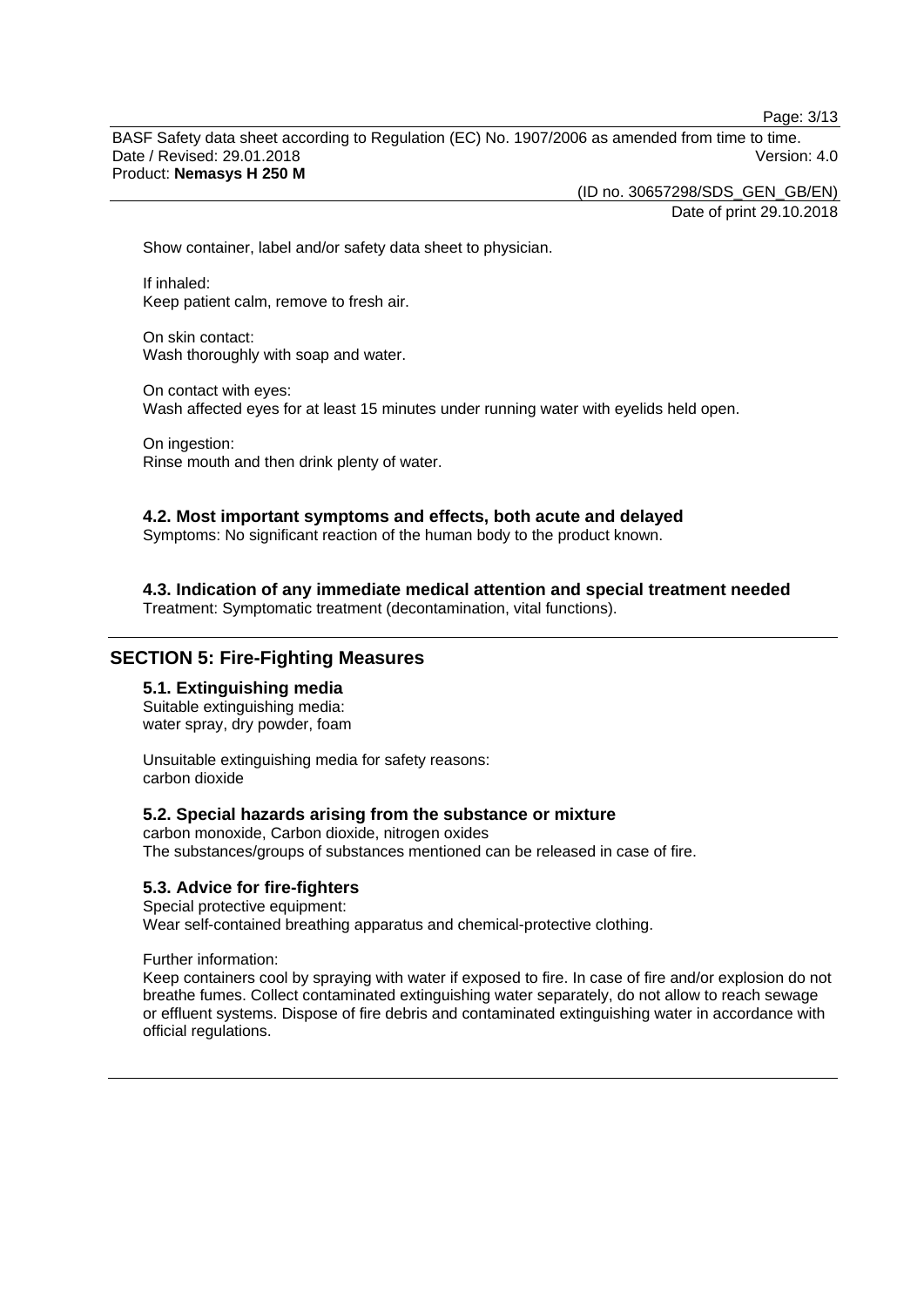Show container, label and/or safety data sheet to physician.

If inhaled:
Keep patient calm, remove to fresh air.

On skin contact:
Wash thoroughly with soap and water.

On contact with eyes:
Wash affected eyes for at least 15 minutes under running water with eyelids held open.

On ingestion:
Rinse mouth and then drink plenty of water.

### 4.2. Most important symptoms and effects, both acute and delayed

Symptoms: No significant reaction of the human body to the product known.

### 4.3. Indication of any immediate medical attention and special treatment needed

Treatment: Symptomatic treatment (decontamination, vital functions).

## SECTION 5: Fire-Fighting Measures

### 5.1. Extinguishing media

Suitable extinguishing media:
water spray, dry powder, foam

Unsuitable extinguishing media for safety reasons:
carbon dioxide

### 5.2. Special hazards arising from the substance or mixture

carbon monoxide, Carbon dioxide, nitrogen oxides
The substances/groups of substances mentioned can be released in case of fire.

### 5.3. Advice for fire-fighters

Special protective equipment:
Wear self-contained breathing apparatus and chemical-protective clothing.

Further information:
Keep containers cool by spraying with water if exposed to fire. In case of fire and/or explosion do not breathe fumes. Collect contaminated extinguishing water separately, do not allow to reach sewage or effluent systems. Dispose of fire debris and contaminated extinguishing water in accordance with official regulations.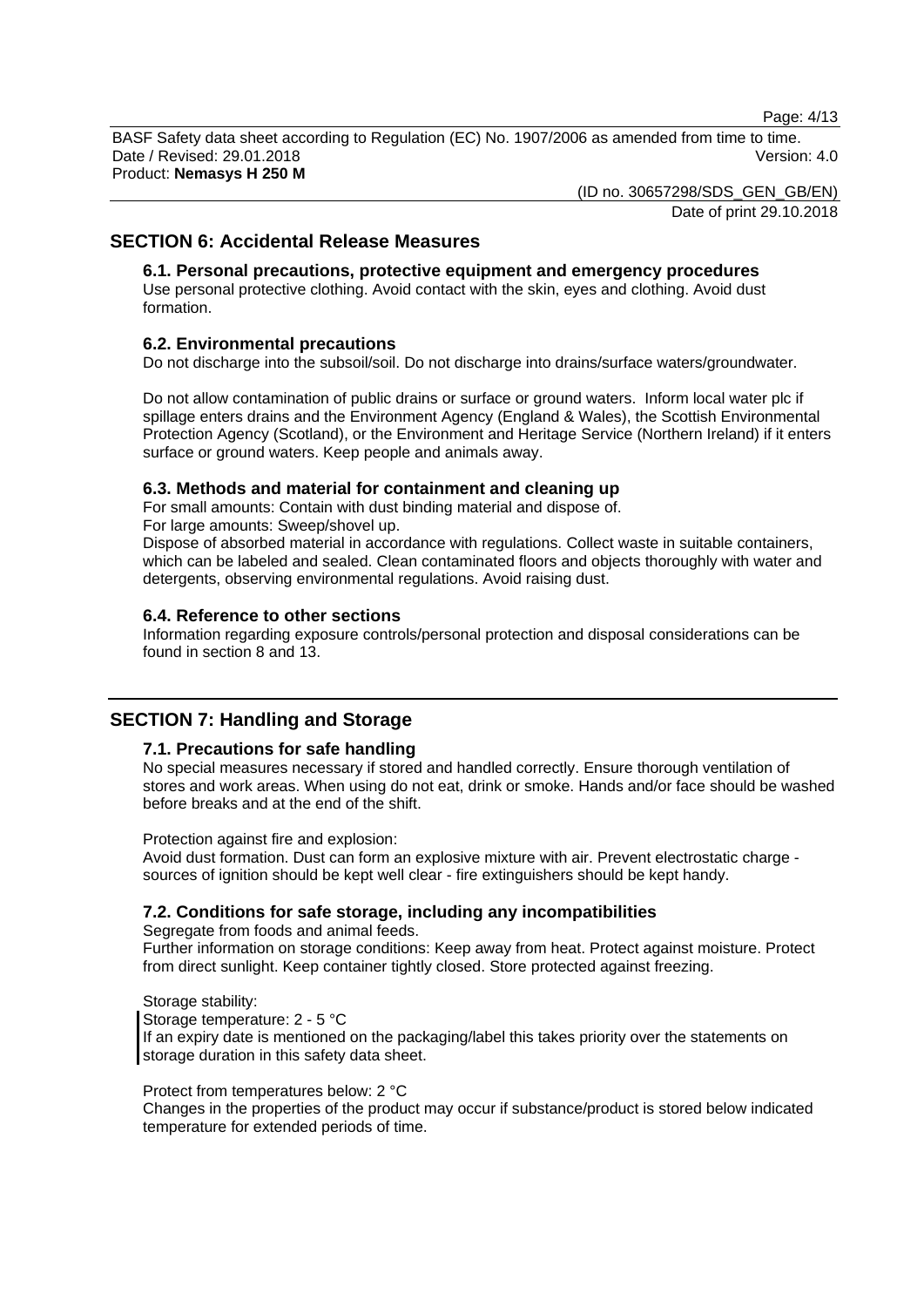## SECTION 6: Accidental Release Measures

### 6.1. Personal precautions, protective equipment and emergency procedures

Use personal protective clothing. Avoid contact with the skin, eyes and clothing. Avoid dust formation.

### 6.2. Environmental precautions

Do not discharge into the subsoil/soil. Do not discharge into drains/surface waters/groundwater.

Do not allow contamination of public drains or surface or ground waters. Inform local water plc if spillage enters drains and the Environment Agency (England & Wales), the Scottish Environmental Protection Agency (Scotland), or the Environment and Heritage Service (Northern Ireland) if it enters surface or ground waters. Keep people and animals away.

### 6.3. Methods and material for containment and cleaning up

For small amounts: Contain with dust binding material and dispose of.
For large amounts: Sweep/shovel up.
Dispose of absorbed material in accordance with regulations. Collect waste in suitable containers, which can be labeled and sealed. Clean contaminated floors and objects thoroughly with water and detergents, observing environmental regulations. Avoid raising dust.

### 6.4. Reference to other sections

Information regarding exposure controls/personal protection and disposal considerations can be found in section 8 and 13.

## SECTION 7: Handling and Storage

### 7.1. Precautions for safe handling

No special measures necessary if stored and handled correctly. Ensure thorough ventilation of stores and work areas. When using do not eat, drink or smoke. Hands and/or face should be washed before breaks and at the end of the shift.

Protection against fire and explosion:
Avoid dust formation. Dust can form an explosive mixture with air. Prevent electrostatic charge - sources of ignition should be kept well clear - fire extinguishers should be kept handy.

### 7.2. Conditions for safe storage, including any incompatibilities

Segregate from foods and animal feeds.
Further information on storage conditions: Keep away from heat. Protect against moisture. Protect from direct sunlight. Keep container tightly closed. Store protected against freezing.

Storage stability:
Storage temperature: 2 - 5 °C
If an expiry date is mentioned on the packaging/label this takes priority over the statements on storage duration in this safety data sheet.

Protect from temperatures below: 2 °C
Changes in the properties of the product may occur if substance/product is stored below indicated temperature for extended periods of time.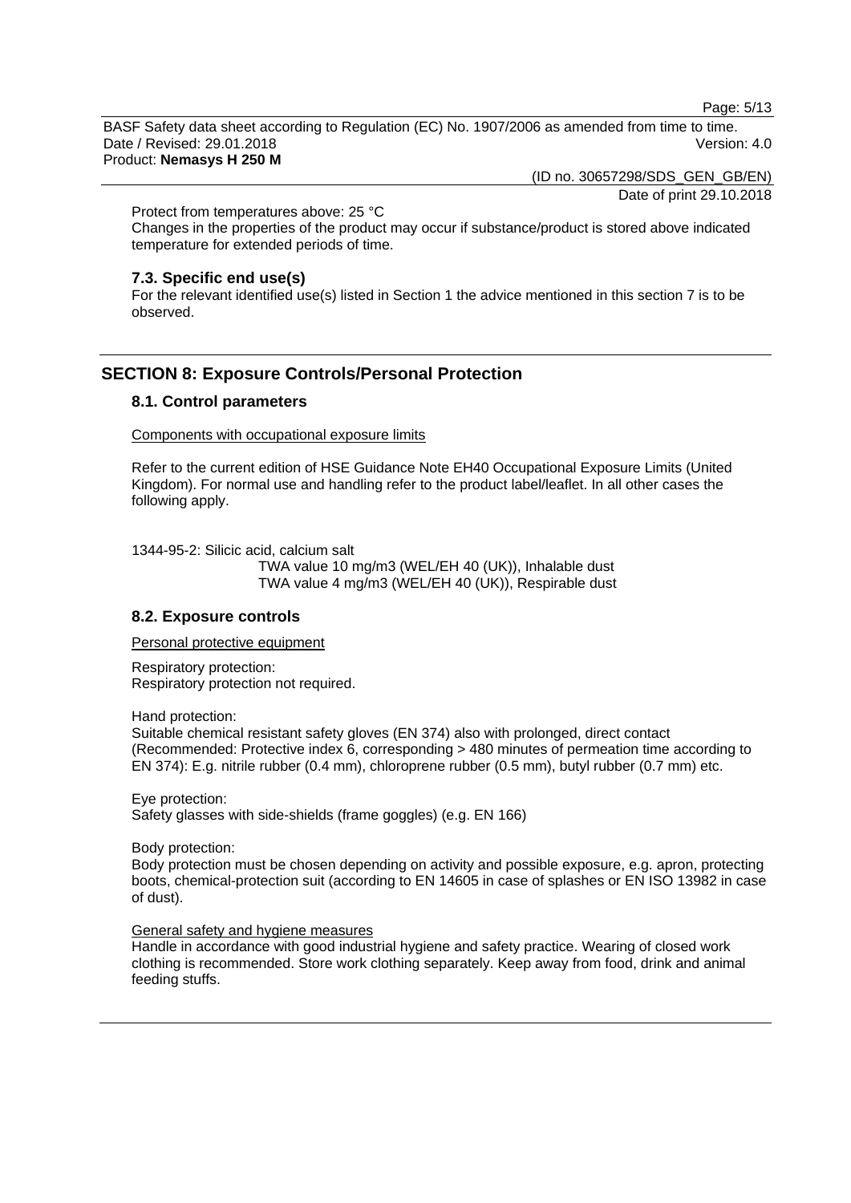Protect from temperatures above: 25 °C

Changes in the properties of the product may occur if substance/product is stored above indicated temperature for extended periods of time.

### 7.3. Specific end use(s)

For the relevant identified use(s) listed in Section 1 the advice mentioned in this section 7 is to be observed.

## SECTION 8: Exposure Controls/Personal Protection

### 8.1. Control parameters

Components with occupational exposure limits

Refer to the current edition of HSE Guidance Note EH40 Occupational Exposure Limits (United Kingdom). For normal use and handling refer to the product label/leaflet. In all other cases the following apply.

1344-95-2: Silicic acid, calcium salt
TWA value 10 mg/m3 (WEL/EH 40 (UK)), Inhalable dust
TWA value 4 mg/m3 (WEL/EH 40 (UK)), Respirable dust

### 8.2. Exposure controls

Personal protective equipment

Respiratory protection:
Respiratory protection not required.

Hand protection:
Suitable chemical resistant safety gloves (EN 374) also with prolonged, direct contact (Recommended: Protective index 6, corresponding > 480 minutes of permeation time according to EN 374): E.g. nitrile rubber (0.4 mm), chloroprene rubber (0.5 mm), butyl rubber (0.7 mm) etc.

Eye protection:
Safety glasses with side-shields (frame goggles) (e.g. EN 166)

Body protection:
Body protection must be chosen depending on activity and possible exposure, e.g. apron, protecting boots, chemical-protection suit (according to EN 14605 in case of splashes or EN ISO 13982 in case of dust).

General safety and hygiene measures

Handle in accordance with good industrial hygiene and safety practice. Wearing of closed work clothing is recommended. Store work clothing separately. Keep away from food, drink and animal feeding stuffs.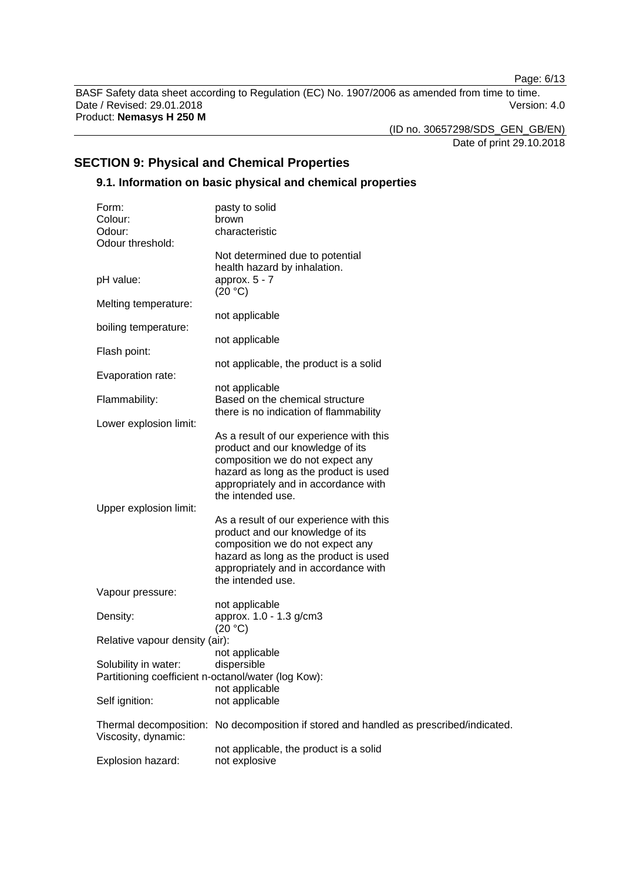## SECTION 9: Physical and Chemical Properties

### 9.1. Information on basic physical and chemical properties

| | |
|---|---|
| Form: | pasty to solid |
| Colour: | brown |
| Odour: | characteristic |
| Odour threshold: | Not determined due to potential health hazard by inhalation. |
| pH value: | approx. 5 - 7 (20 °C) |
| Melting temperature: | not applicable |
| boiling temperature: | not applicable |
| Flash point: | not applicable, the product is a solid |
| Evaporation rate: | not applicable |
| Flammability: | Based on the chemical structure there is no indication of flammability |
| Lower explosion limit: | As a result of our experience with this product and our knowledge of its composition we do not expect any hazard as long as the product is used appropriately and in accordance with the intended use. |
| Upper explosion limit: | As a result of our experience with this product and our knowledge of its composition we do not expect any hazard as long as the product is used appropriately and in accordance with the intended use. |
| Vapour pressure: | not applicable |
| Density: | approx. 1.0 - 1.3 g/cm3 (20 °C) |
| Relative vapour density (air): | not applicable |
| Solubility in water: | dispersible |
| Partitioning coefficient n-octanol/water (log Kow): | not applicable |
| Self ignition: | not applicable |
| Thermal decomposition: | No decomposition if stored and handled as prescribed/indicated. |
| Viscosity, dynamic: | not applicable, the product is a solid |
| Explosion hazard: | not explosive |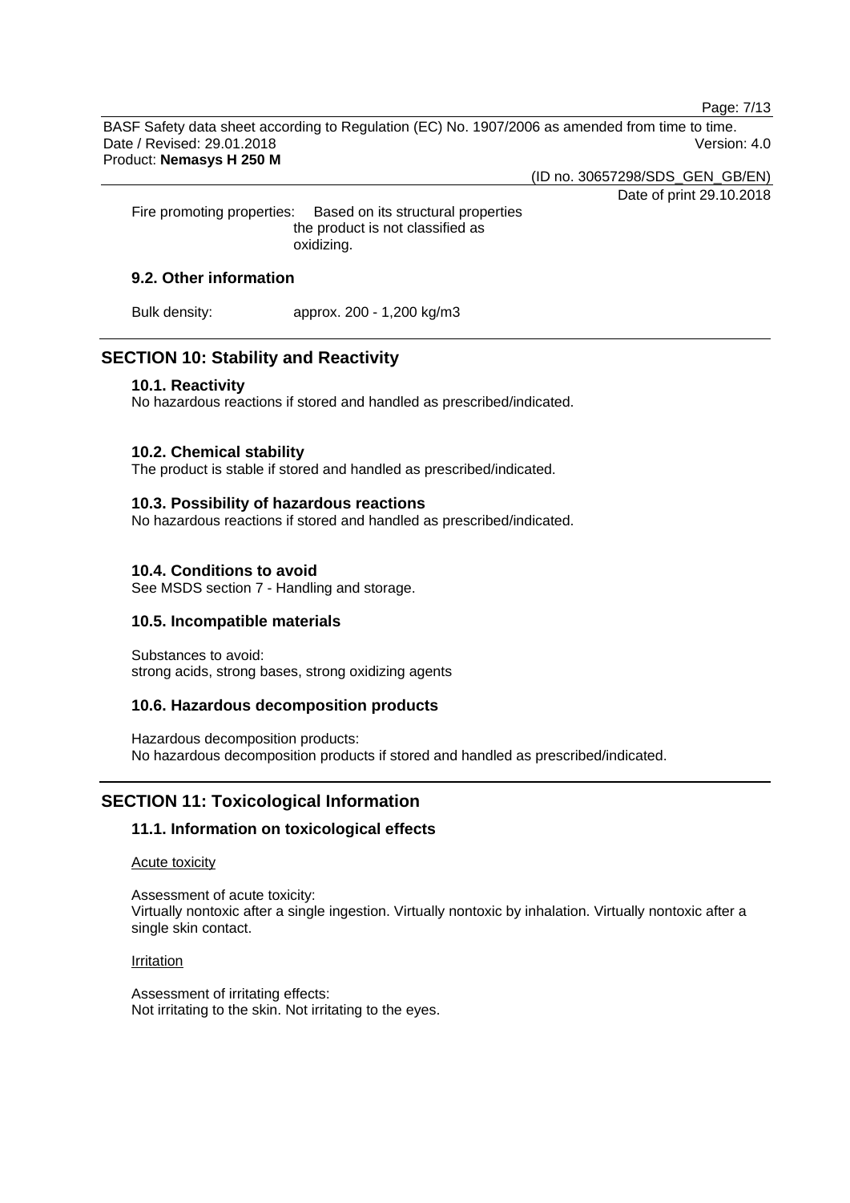Fire promoting properties: Based on its structural properties the product is not classified as oxidizing.

### 9.2. Other information

Bulk density: approx. 200 - 1,200 kg/m3

## SECTION 10: Stability and Reactivity

### 10.1. Reactivity

No hazardous reactions if stored and handled as prescribed/indicated.

### 10.2. Chemical stability

The product is stable if stored and handled as prescribed/indicated.

### 10.3. Possibility of hazardous reactions

No hazardous reactions if stored and handled as prescribed/indicated.

### 10.4. Conditions to avoid

See MSDS section 7 - Handling and storage.

### 10.5. Incompatible materials

Substances to avoid:
strong acids, strong bases, strong oxidizing agents

### 10.6. Hazardous decomposition products

Hazardous decomposition products:
No hazardous decomposition products if stored and handled as prescribed/indicated.

## SECTION 11: Toxicological Information

### 11.1. Information on toxicological effects

Acute toxicity

Assessment of acute toxicity:
Virtually nontoxic after a single ingestion. Virtually nontoxic by inhalation. Virtually nontoxic after a single skin contact.

Irritation

Assessment of irritating effects:
Not irritating to the skin. Not irritating to the eyes.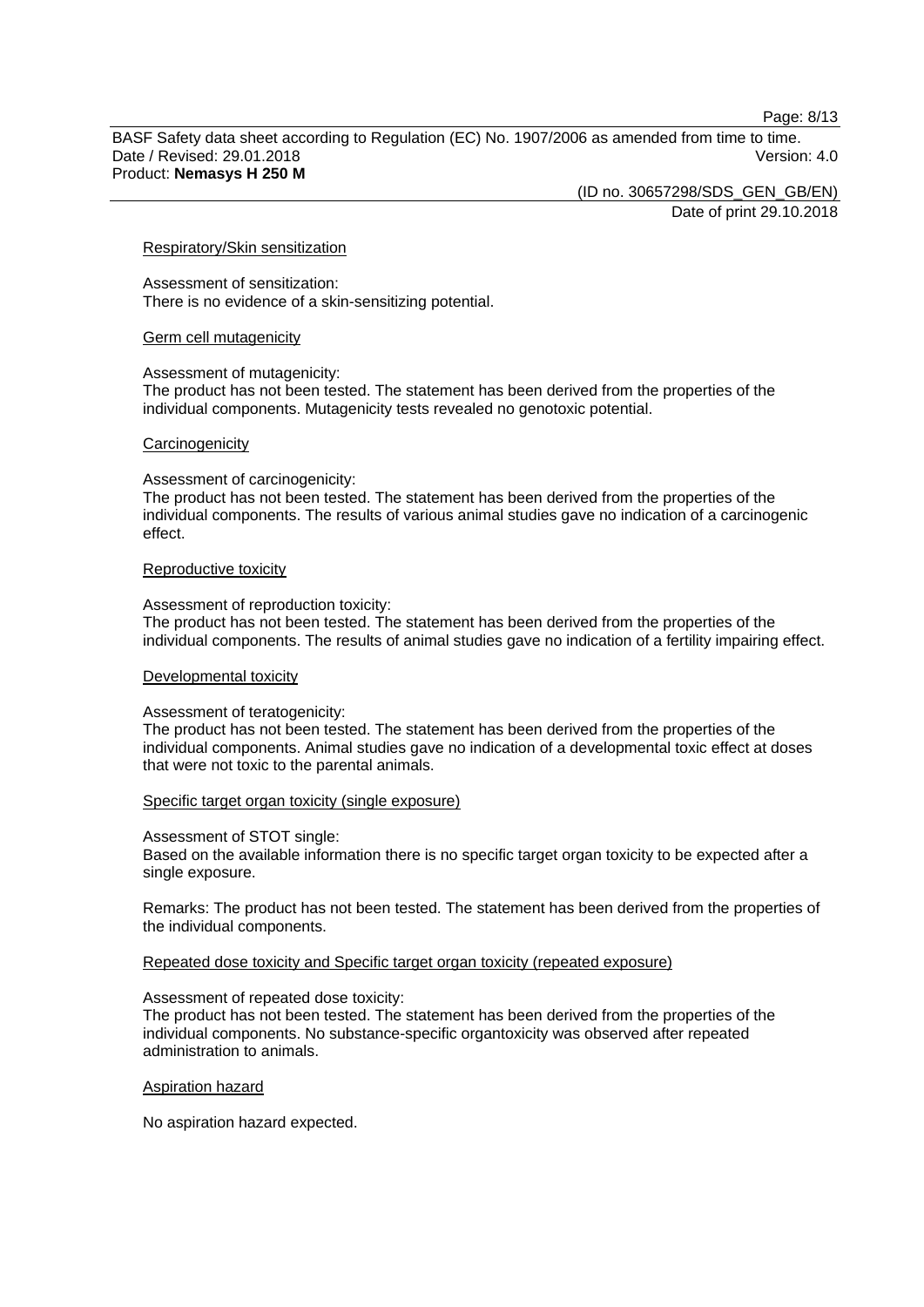#### Respiratory/Skin sensitization

Assessment of sensitization:
There is no evidence of a skin-sensitizing potential.

#### Germ cell mutagenicity

Assessment of mutagenicity:
The product has not been tested. The statement has been derived from the properties of the individual components. Mutagenicity tests revealed no genotoxic potential.

#### Carcinogenicity

Assessment of carcinogenicity:
The product has not been tested. The statement has been derived from the properties of the individual components. The results of various animal studies gave no indication of a carcinogenic effect.

#### Reproductive toxicity

Assessment of reproduction toxicity:
The product has not been tested. The statement has been derived from the properties of the individual components. The results of animal studies gave no indication of a fertility impairing effect.

#### Developmental toxicity

Assessment of teratogenicity:
The product has not been tested. The statement has been derived from the properties of the individual components. Animal studies gave no indication of a developmental toxic effect at doses that were not toxic to the parental animals.

#### Specific target organ toxicity (single exposure)

Assessment of STOT single:
Based on the available information there is no specific target organ toxicity to be expected after a single exposure.

Remarks: The product has not been tested. The statement has been derived from the properties of the individual components.

#### Repeated dose toxicity and Specific target organ toxicity (repeated exposure)

Assessment of repeated dose toxicity:
The product has not been tested. The statement has been derived from the properties of the individual components. No substance-specific organtoxicity was observed after repeated administration to animals.

#### Aspiration hazard

No aspiration hazard expected.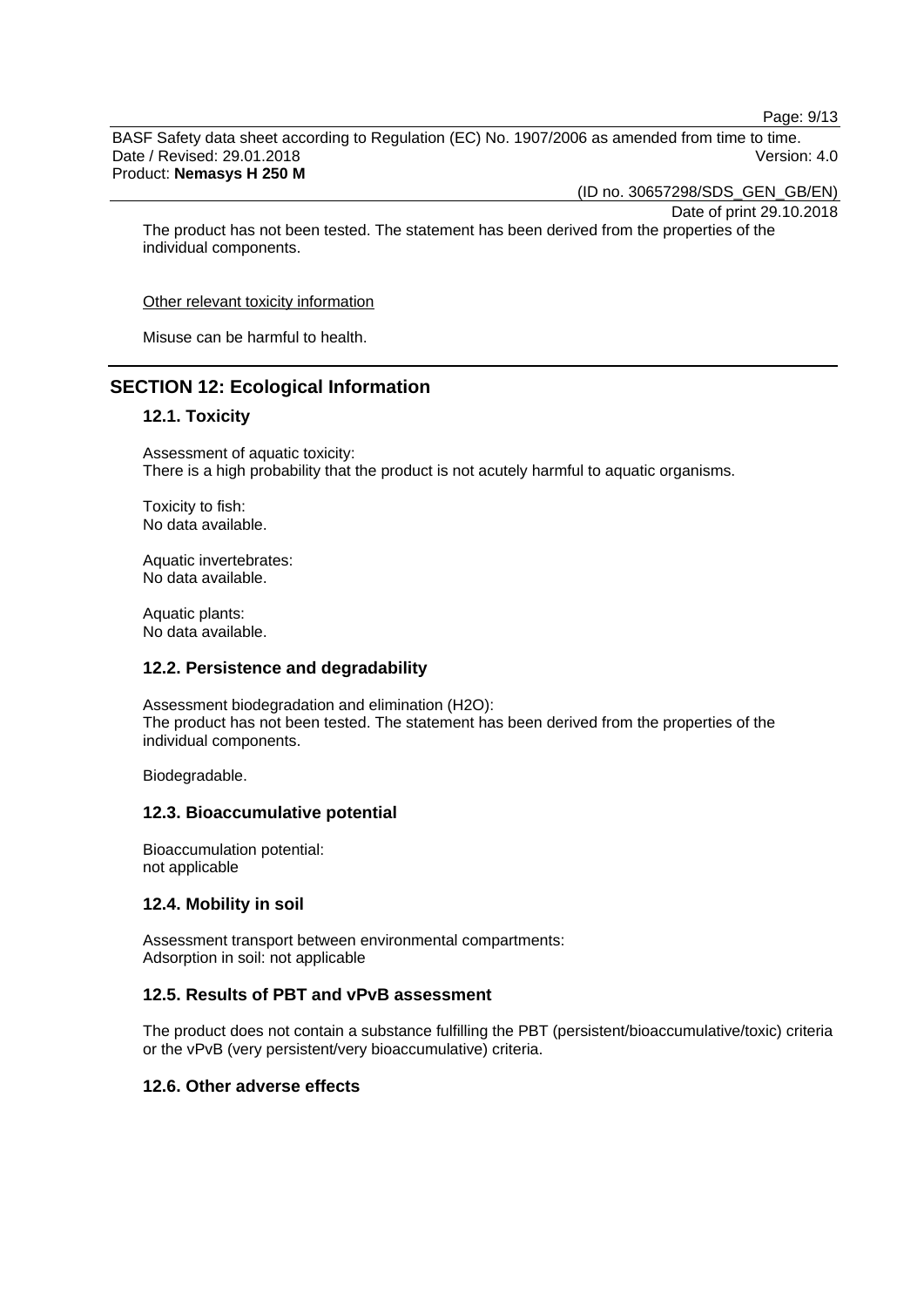The product has not been tested. The statement has been derived from the properties of the individual components.

Other relevant toxicity information

Misuse can be harmful to health.

## SECTION 12: Ecological Information

### 12.1. Toxicity

Assessment of aquatic toxicity:
There is a high probability that the product is not acutely harmful to aquatic organisms.

Toxicity to fish:
No data available.

Aquatic invertebrates:
No data available.

Aquatic plants:
No data available.

### 12.2. Persistence and degradability

Assessment biodegradation and elimination ($H_2O$):
The product has not been tested. The statement has been derived from the properties of the individual components.

Biodegradable.

### 12.3. Bioaccumulative potential

Bioaccumulation potential:
not applicable

### 12.4. Mobility in soil

Assessment transport between environmental compartments:
Adsorption in soil: not applicable

### 12.5. Results of PBT and vPvB assessment

The product does not contain a substance fulfilling the PBT (persistent/bioaccumulative/toxic) criteria or the vPvB (very persistent/very bioaccumulative) criteria.

### 12.6. Other adverse effects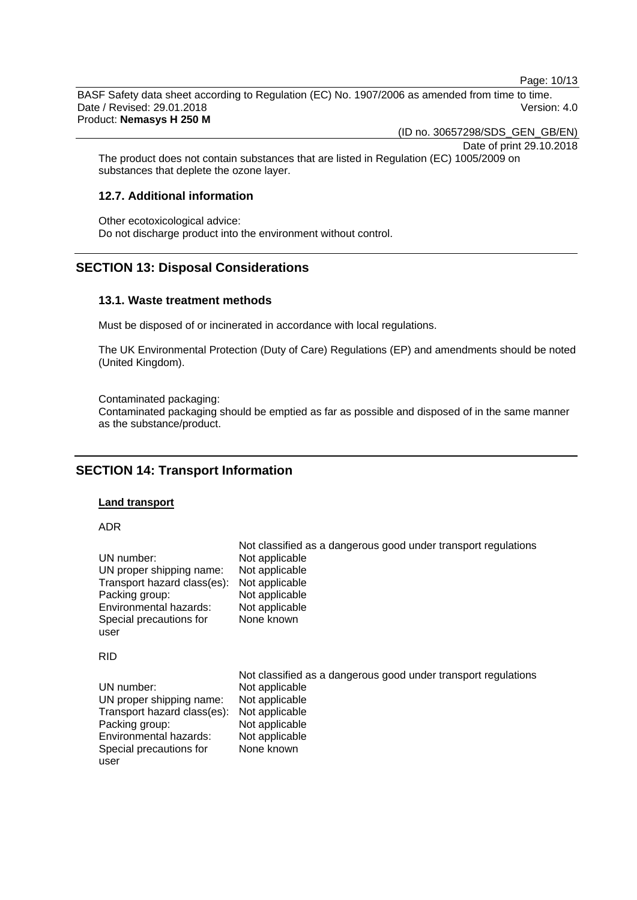The product does not contain substances that are listed in Regulation (EC) 1005/2009 on substances that deplete the ozone layer.

### 12.7. Additional information

Other ecotoxicological advice:
Do not discharge product into the environment without control.

## SECTION 13: Disposal Considerations

### 13.1. Waste treatment methods

Must be disposed of or incinerated in accordance with local regulations.

The UK Environmental Protection (Duty of Care) Regulations (EP) and amendments should be noted (United Kingdom).

Contaminated packaging:
Contaminated packaging should be emptied as far as possible and disposed of in the same manner as the substance/product.

## SECTION 14: Transport Information

**Land transport**

ADR

| | Not classified as a dangerous good under transport regulations |
|---|---|
| UN number: | Not applicable |
| UN proper shipping name: | Not applicable |
| Transport hazard class(es): | Not applicable |
| Packing group: | Not applicable |
| Environmental hazards: | Not applicable |
| Special precautions for user | None known |

RID

| | Not classified as a dangerous good under transport regulations |
|---|---|
| UN number: | Not applicable |
| UN proper shipping name: | Not applicable |
| Transport hazard class(es): | Not applicable |
| Packing group: | Not applicable |
| Environmental hazards: | Not applicable |
| Special precautions for user | None known |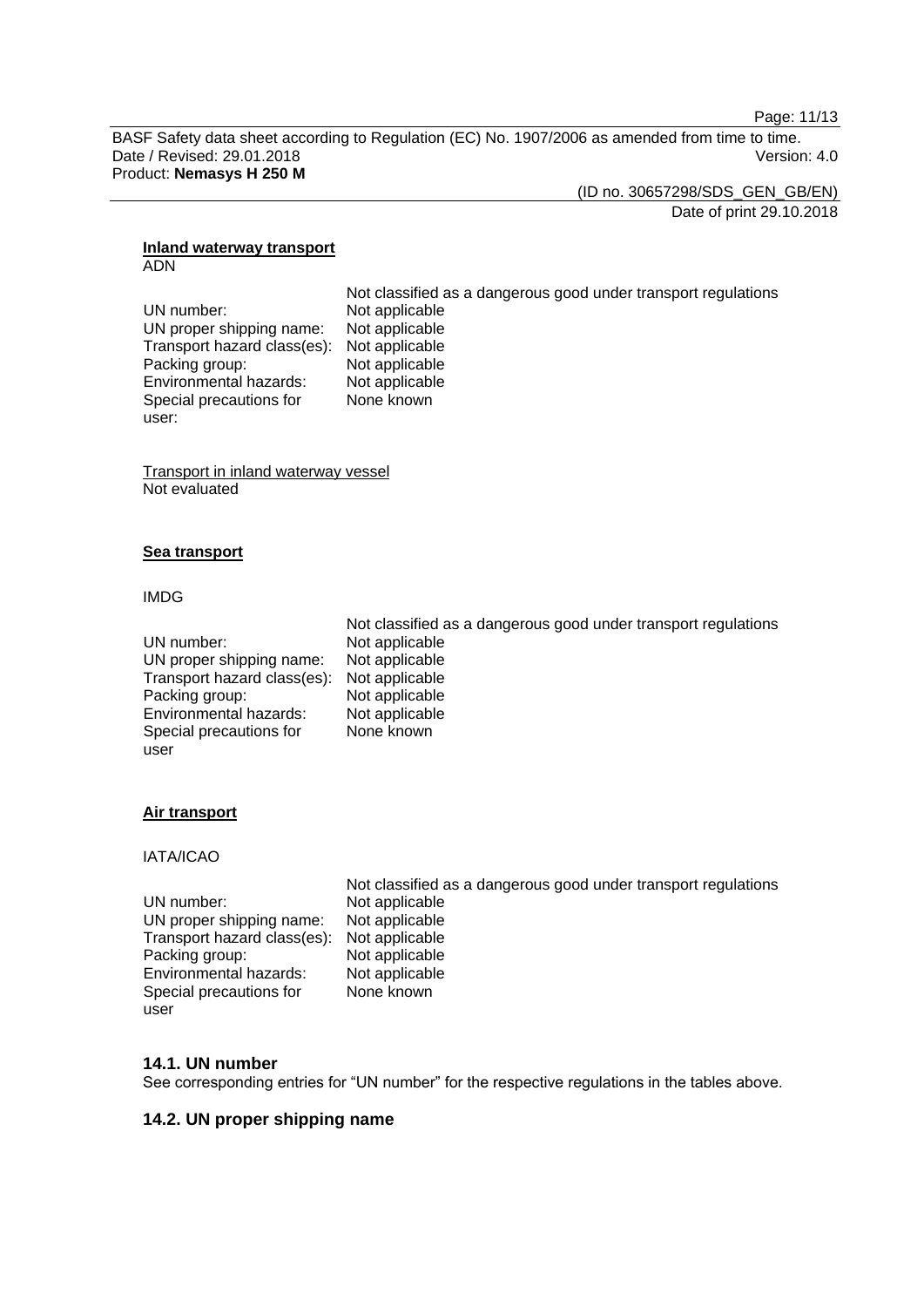**Inland waterway transport**

ADN

| | Not classified as a dangerous good under transport regulations |
|---|---|
| UN number: | Not applicable |
| UN proper shipping name: | Not applicable |
| Transport hazard class(es): | Not applicable |
| Packing group: | Not applicable |
| Environmental hazards: | Not applicable |
| Special precautions for user: | None known |

Transport in inland waterway vessel

Not evaluated

**Sea transport**

IMDG

| | Not classified as a dangerous good under transport regulations |
|---|---|
| UN number: | Not applicable |
| UN proper shipping name: | Not applicable |
| Transport hazard class(es): | Not applicable |
| Packing group: | Not applicable |
| Environmental hazards: | Not applicable |
| Special precautions for user | None known |

**Air transport**

IATA/ICAO

| | Not classified as a dangerous good under transport regulations |
|---|---|
| UN number: | Not applicable |
| UN proper shipping name: | Not applicable |
| Transport hazard class(es): | Not applicable |
| Packing group: | Not applicable |
| Environmental hazards: | Not applicable |
| Special precautions for user | None known |

### 14.1. UN number

See corresponding entries for "UN number" for the respective regulations in the tables above.

### 14.2. UN proper shipping name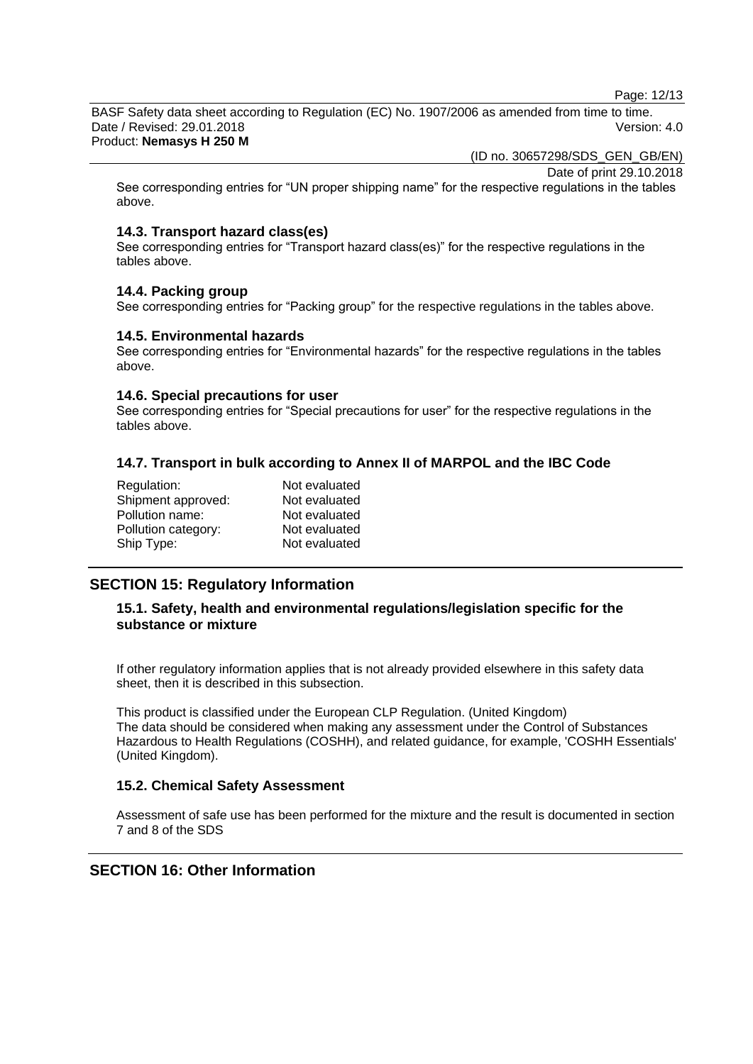See corresponding entries for “UN proper shipping name” for the respective regulations in the tables above.

### 14.3. Transport hazard class(es)

See corresponding entries for “Transport hazard class(es)” for the respective regulations in the tables above.

### 14.4. Packing group

See corresponding entries for “Packing group” for the respective regulations in the tables above.

### 14.5. Environmental hazards

See corresponding entries for “Environmental hazards” for the respective regulations in the tables above.

### 14.6. Special precautions for user

See corresponding entries for “Special precautions for user” for the respective regulations in the tables above.

### 14.7. Transport in bulk according to Annex II of MARPOL and the IBC Code

| | |
|---|---|
| Regulation: | Not evaluated |
| Shipment approved: | Not evaluated |
| Pollution name: | Not evaluated |
| Pollution category: | Not evaluated |
| Ship Type: | Not evaluated |

## SECTION 15: Regulatory Information

### 15.1. Safety, health and environmental regulations/legislation specific for the substance or mixture

If other regulatory information applies that is not already provided elsewhere in this safety data sheet, then it is described in this subsection.

This product is classified under the European CLP Regulation. (United Kingdom)
The data should be considered when making any assessment under the Control of Substances Hazardous to Health Regulations (COSHH), and related guidance, for example, 'COSHH Essentials' (United Kingdom).

### 15.2. Chemical Safety Assessment

Assessment of safe use has been performed for the mixture and the result is documented in section 7 and 8 of the SDS

## SECTION 16: Other Information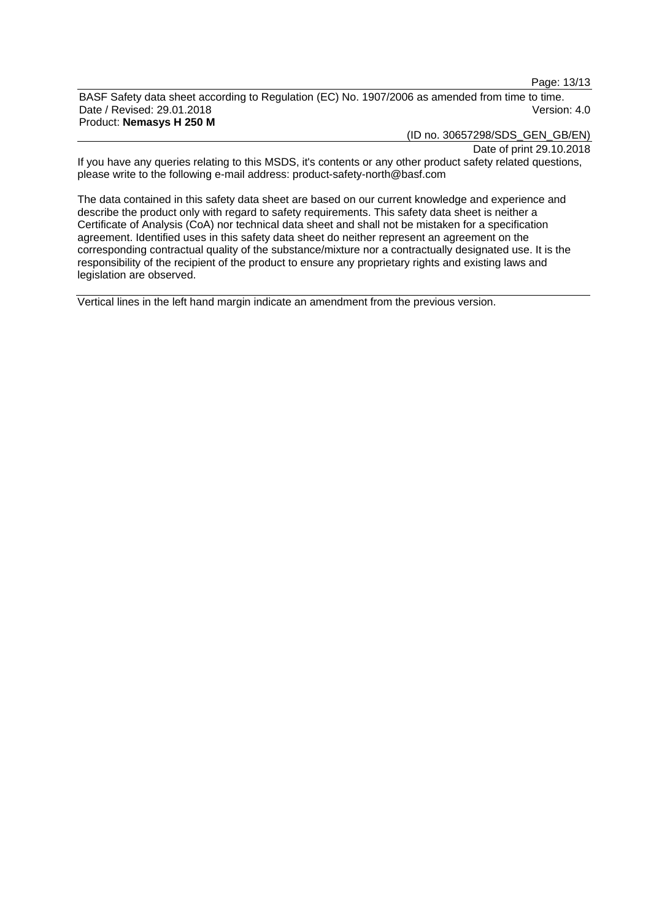If you have any queries relating to this MSDS, it's contents or any other product safety related questions, please write to the following e-mail address: product-safety-north@basf.com

The data contained in this safety data sheet are based on our current knowledge and experience and describe the product only with regard to safety requirements. This safety data sheet is neither a Certificate of Analysis (CoA) nor technical data sheet and shall not be mistaken for a specification agreement. Identified uses in this safety data sheet do neither represent an agreement on the corresponding contractual quality of the substance/mixture nor a contractually designated use. It is the responsibility of the recipient of the product to ensure any proprietary rights and existing laws and legislation are observed.

---

Vertical lines in the left hand margin indicate an amendment from the previous version.